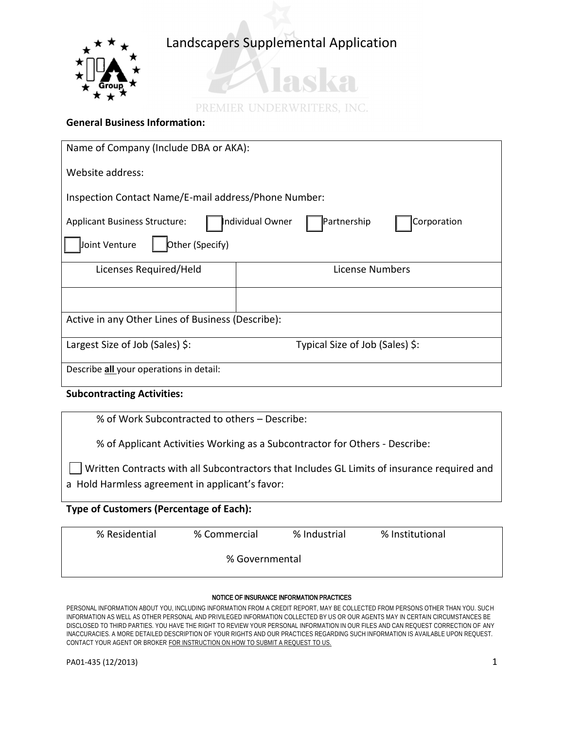# Landscapers Supplemental Application

Alaska PREMIER UNDERWRITERS, INC.

**General Business Information:**

Name of Company (Include DBA or AKA):

Website address:

Inspection Contact Name/E-mail address/Phone Number:

Applicant Business Structure: ☐ Individual Owner ☐ Partnership ☐ Corporation ☐ Joint Venture ☐ Other (Specify)

| Licenses Required/Held | License Numbers |
|---|---|
| | |

Active in any Other Lines of Business (Describe):

Largest Size of Job (Sales) $: Typical Size of Job (Sales) $:

Describe **all** your operations in detail:

**Subcontracting Activities:**

% of Work Subcontracted to others – Describe:

% of Applicant Activities Working as a Subcontractor for Others - Describe:

☐ Written Contracts with all Subcontractors that Includes GL Limits of insurance required and a Hold Harmless agreement in applicant's favor:

**Type of Customers (Percentage of Each):**

% Residential % Commercial % Industrial % Institutional

% Governmental

NOTICE OF INSURANCE INFORMATION PRACTICES

PERSONAL INFORMATION ABOUT YOU, INCLUDING INFORMATION FROM A CREDIT REPORT, MAY BE COLLECTED FROM PERSONS OTHER THAN YOU. SUCH INFORMATION AS WELL AS OTHER PERSONAL AND PRIVILEGED INFORMATION COLLECTED BY US OR OUR AGENTS MAY IN CERTAIN CIRCUMSTANCES BE DISCLOSED TO THIRD PARTIES. YOU HAVE THE RIGHT TO REVIEW YOUR PERSONAL INFORMATION IN OUR FILES AND CAN REQUEST CORRECTION OF ANY INACCURACIES. A MORE DETAILED DESCRIPTION OF YOUR RIGHTS AND OUR PRACTICES REGARDING SUCH INFORMATION IS AVAILABLE UPON REQUEST. CONTACT YOUR AGENT OR BROKER FOR INSTRUCTION ON HOW TO SUBMIT A REQUEST TO US.

PA01-435 (12/2013)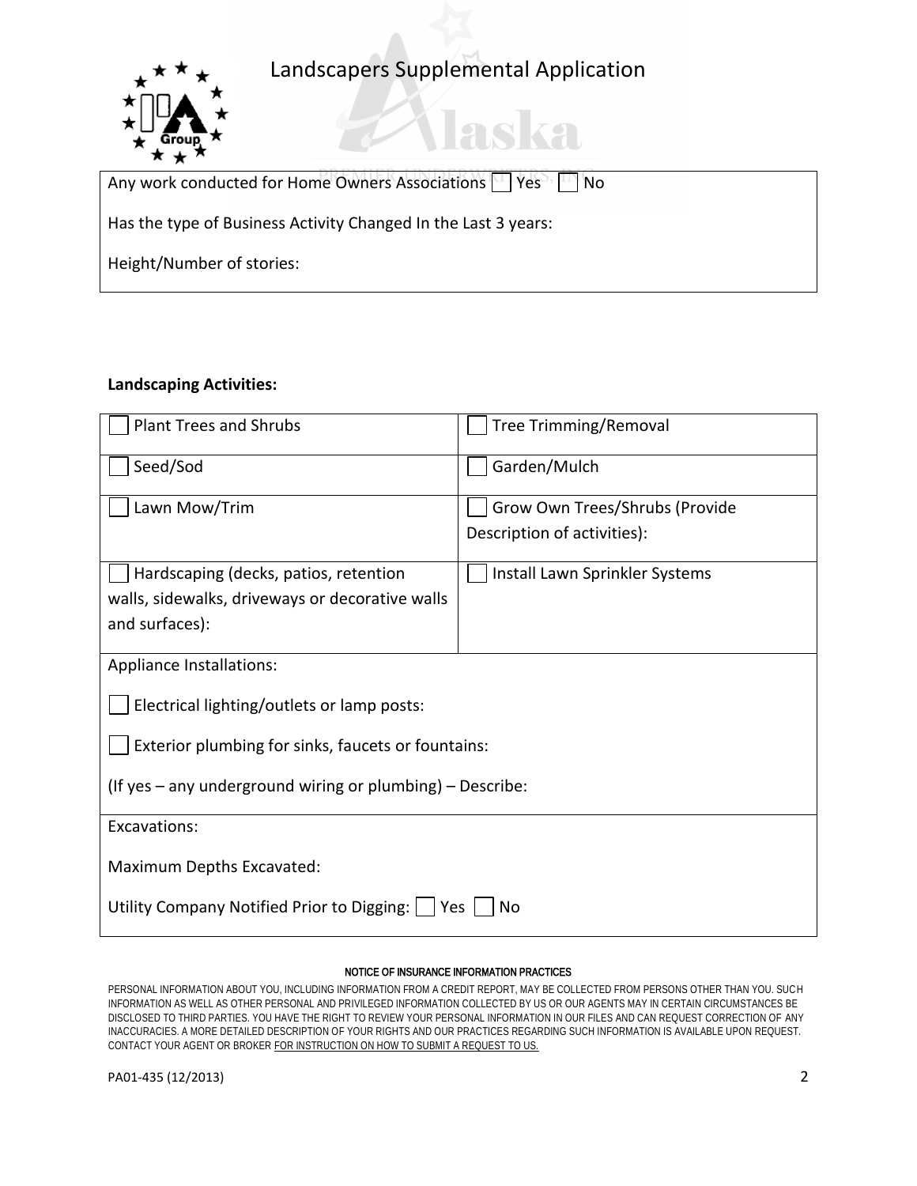# Landscapers Supplemental Application

Any work conducted for Home Owners Associations ☐ Yes ☐ No

Has the type of Business Activity Changed In the Last 3 years:

Height/Number of stories:

**Landscaping Activities:**

| | |
|---|---|
| ☐ Plant Trees and Shrubs | ☐ Tree Trimming/Removal |
| ☐ Seed/Sod | ☐ Garden/Mulch |
| ☐ Lawn Mow/Trim | ☐ Grow Own Trees/Shrubs (Provide Description of activities): |
| ☐ Hardscaping (decks, patios, retention walls, sidewalks, driveways or decorative walls and surfaces): | ☐ Install Lawn Sprinkler Systems |

Appliance Installations:

☐ Electrical lighting/outlets or lamp posts:

☐ Exterior plumbing for sinks, faucets or fountains:

(If yes – any underground wiring or plumbing) – Describe:

Excavations:

Maximum Depths Excavated:

Utility Company Notified Prior to Digging: ☐ Yes ☐ No

**NOTICE OF INSURANCE INFORMATION PRACTICES**

PERSONAL INFORMATION ABOUT YOU, INCLUDING INFORMATION FROM A CREDIT REPORT, MAY BE COLLECTED FROM PERSONS OTHER THAN YOU. SUCH INFORMATION AS WELL AS OTHER PERSONAL AND PRIVILEGED INFORMATION COLLECTED BY US OR OUR AGENTS MAY IN CERTAIN CIRCUMSTANCES BE DISCLOSED TO THIRD PARTIES. YOU HAVE THE RIGHT TO REVIEW YOUR PERSONAL INFORMATION IN OUR FILES AND CAN REQUEST CORRECTION OF ANY INACCURACIES. A MORE DETAILED DESCRIPTION OF YOUR RIGHTS AND OUR PRACTICES REGARDING SUCH INFORMATION IS AVAILABLE UPON REQUEST. CONTACT YOUR AGENT OR BROKER FOR INSTRUCTION ON HOW TO SUBMIT A REQUEST TO US.

PA01-435 (12/2013)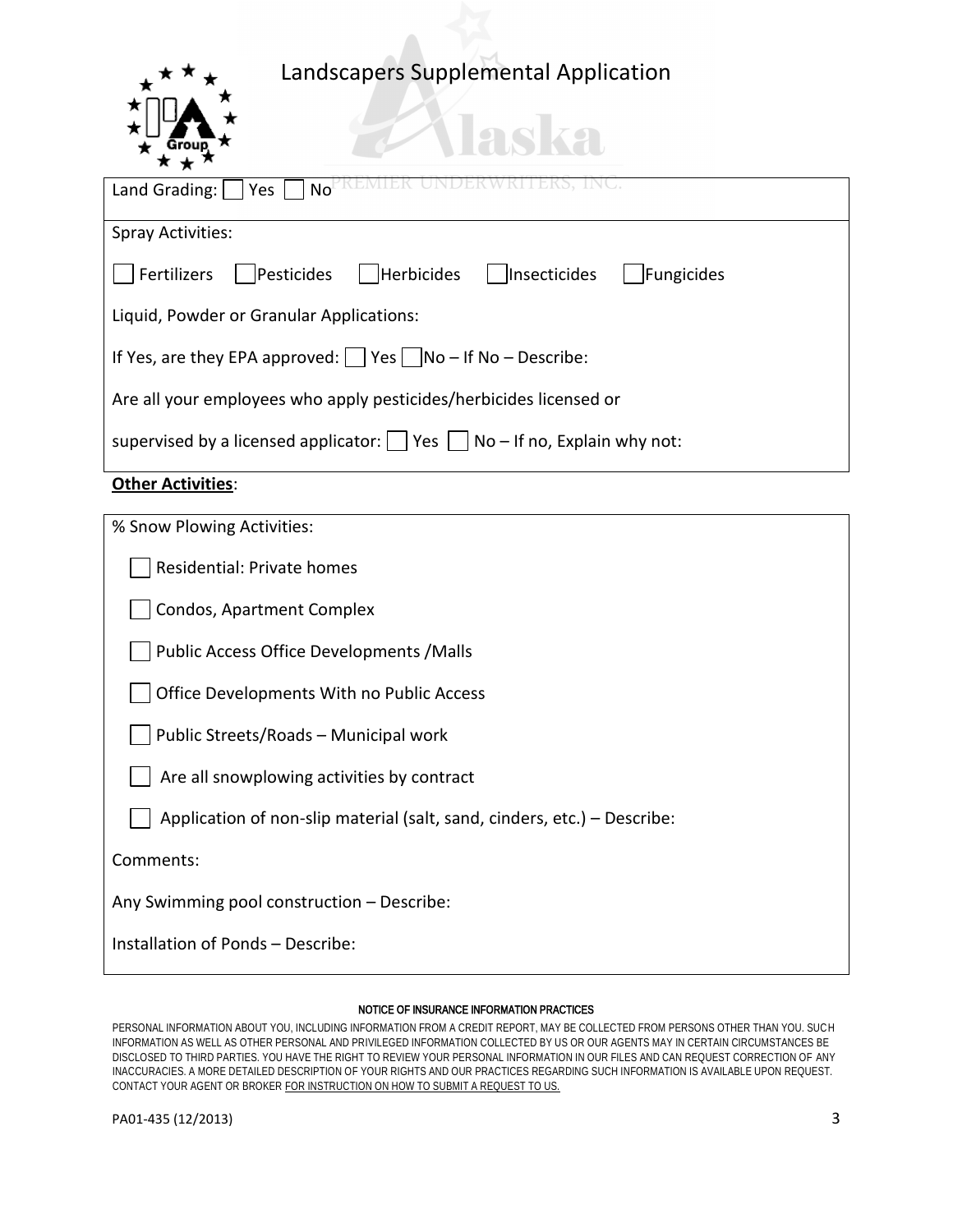# Landscapers Supplemental Application

Land Grading: ☐ Yes ☐ No

Spray Activities:

☐ Fertilizers ☐ Pesticides ☐ Herbicides ☐ Insecticides ☐ Fungicides

Liquid, Powder or Granular Applications:

If Yes, are they EPA approved: ☐ Yes ☐ No – If No – Describe:

Are all your employees who apply pesticides/herbicides licensed or supervised by a licensed applicator: ☐ Yes ☐ No – If no, Explain why not:

**Other Activities**:

% Snow Plowing Activities:

☐ Residential: Private homes

☐ Condos, Apartment Complex

☐ Public Access Office Developments /Malls

☐ Office Developments With no Public Access

☐ Public Streets/Roads – Municipal work

☐ Are all snowplowing activities by contract

☐ Application of non-slip material (salt, sand, cinders, etc.) – Describe:

Comments:

Any Swimming pool construction – Describe:

Installation of Ponds – Describe:

NOTICE OF INSURANCE INFORMATION PRACTICES

PERSONAL INFORMATION ABOUT YOU, INCLUDING INFORMATION FROM A CREDIT REPORT, MAY BE COLLECTED FROM PERSONS OTHER THAN YOU. SUCH INFORMATION AS WELL AS OTHER PERSONAL AND PRIVILEGED INFORMATION COLLECTED BY US OR OUR AGENTS MAY IN CERTAIN CIRCUMSTANCES BE DISCLOSED TO THIRD PARTIES. YOU HAVE THE RIGHT TO REVIEW YOUR PERSONAL INFORMATION IN OUR FILES AND CAN REQUEST CORRECTION OF ANY INACCURACIES. A MORE DETAILED DESCRIPTION OF YOUR RIGHTS AND OUR PRACTICES REGARDING SUCH INFORMATION IS AVAILABLE UPON REQUEST. CONTACT YOUR AGENT OR BROKER FOR INSTRUCTION ON HOW TO SUBMIT A REQUEST TO US.

PA01-435 (12/2013)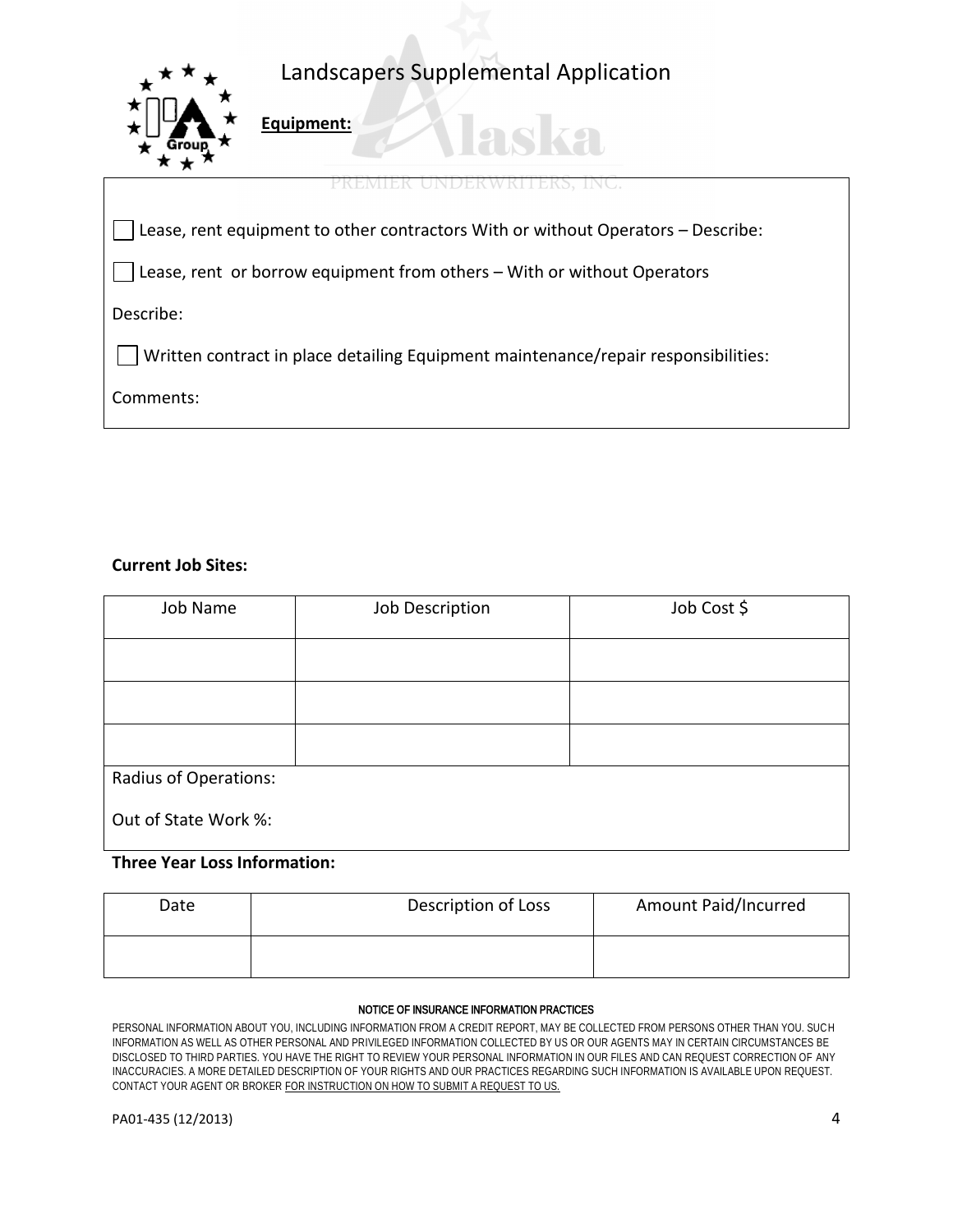# Landscapers Supplemental Application

**Equipment:**

☐ Lease, rent equipment to other contractors With or without Operators – Describe:

☐ Lease, rent or borrow equipment from others – With or without Operators

Describe:

☐ Written contract in place detailing Equipment maintenance/repair responsibilities:

Comments:

**Current Job Sites:**

| Job Name | Job Description | Job Cost $ |
|---|---|---|
| | | |
| | | |
| | | |

Radius of Operations:

Out of State Work %:

**Three Year Loss Information:**

| Date | Description of Loss | Amount Paid/Incurred |
|---|---|---|
| | | |

**NOTICE OF INSURANCE INFORMATION PRACTICES**

PERSONAL INFORMATION ABOUT YOU, INCLUDING INFORMATION FROM A CREDIT REPORT, MAY BE COLLECTED FROM PERSONS OTHER THAN YOU. SUCH INFORMATION AS WELL AS OTHER PERSONAL AND PRIVILEGED INFORMATION COLLECTED BY US OR OUR AGENTS MAY IN CERTAIN CIRCUMSTANCES BE DISCLOSED TO THIRD PARTIES. YOU HAVE THE RIGHT TO REVIEW YOUR PERSONAL INFORMATION IN OUR FILES AND CAN REQUEST CORRECTION OF ANY INACCURACIES. A MORE DETAILED DESCRIPTION OF YOUR RIGHTS AND OUR PRACTICES REGARDING SUCH INFORMATION IS AVAILABLE UPON REQUEST. CONTACT YOUR AGENT OR BROKER FOR INSTRUCTION ON HOW TO SUBMIT A REQUEST TO US.

PA01-435 (12/2013)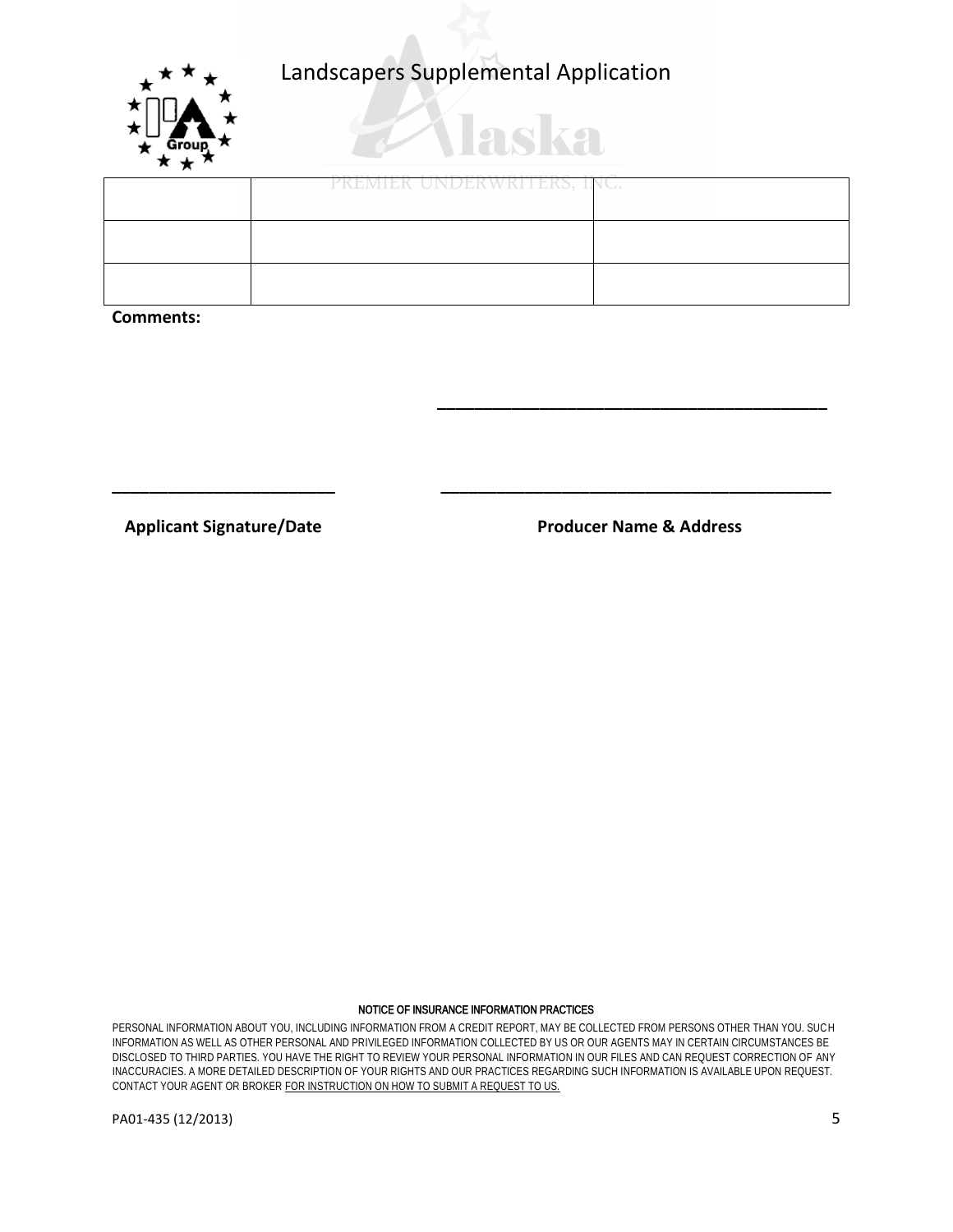# Landscapers Supplemental Application

| | | |
|---|---|---|
| | | |
| | | |
| | | |

**Comments:**

_______________________________________________

__________________________ _______________________________________________

**Applicant Signature/Date** **Producer Name & Address**

NOTICE OF INSURANCE INFORMATION PRACTICES

PERSONAL INFORMATION ABOUT YOU, INCLUDING INFORMATION FROM A CREDIT REPORT, MAY BE COLLECTED FROM PERSONS OTHER THAN YOU. SUCH INFORMATION AS WELL AS OTHER PERSONAL AND PRIVILEGED INFORMATION COLLECTED BY US OR OUR AGENTS MAY IN CERTAIN CIRCUMSTANCES BE DISCLOSED TO THIRD PARTIES. YOU HAVE THE RIGHT TO REVIEW YOUR PERSONAL INFORMATION IN OUR FILES AND CAN REQUEST CORRECTION OF ANY INACCURACIES. A MORE DETAILED DESCRIPTION OF YOUR RIGHTS AND OUR PRACTICES REGARDING SUCH INFORMATION IS AVAILABLE UPON REQUEST. CONTACT YOUR AGENT OR BROKER FOR INSTRUCTION ON HOW TO SUBMIT A REQUEST TO US.

PA01-435 (12/2013)